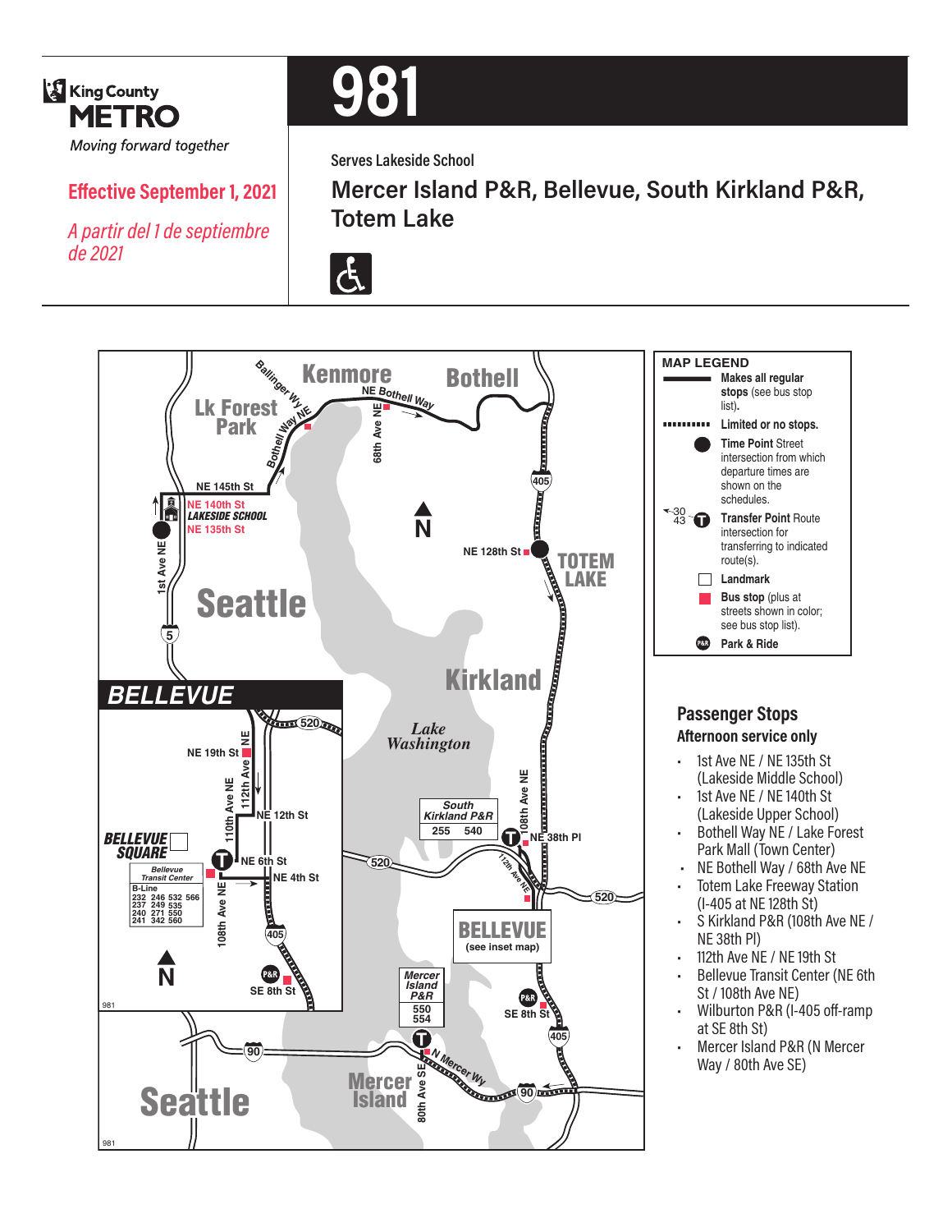King County METRO

*Moving forward together*

**Effective September 1, 2021**

*A partir del 1 de septiembre de 2021*

# 981

Serves Lakeside School

## Mercer Island P&R, Bellevue, South Kirkland P&R, Totem Lake

### MAP LEGEND

- **Makes all regular stops** (see bus stop list).
- **Limited or no stops.**
- **Time Point** Street intersection from which departure times are shown on the schedules.
- **Transfer Point** Route intersection for transferring to indicated route(s).
- **Landmark**
- **Bus stop** (plus at streets shown in color; see bus stop list).
- **Park & Ride**

## Passenger Stops

**Afternoon service only**

- 1st Ave NE / NE 135th St (Lakeside Middle School)
- 1st Ave NE / NE 140th St (Lakeside Upper School)
- Bothell Way NE / Lake Forest Park Mall (Town Center)
- NE Bothell Way / 68th Ave NE
- Totem Lake Freeway Station (I-405 at NE 128th St)
- S Kirkland P&R (108th Ave NE / NE 38th Pl)
- 112th Ave NE / NE 19th St
- Bellevue Transit Center (NE 6th St / 108th Ave NE)
- Wilburton P&R (I-405 off-ramp at SE 8th St)
- Mercer Island P&R (N Mercer Way / 80th Ave SE)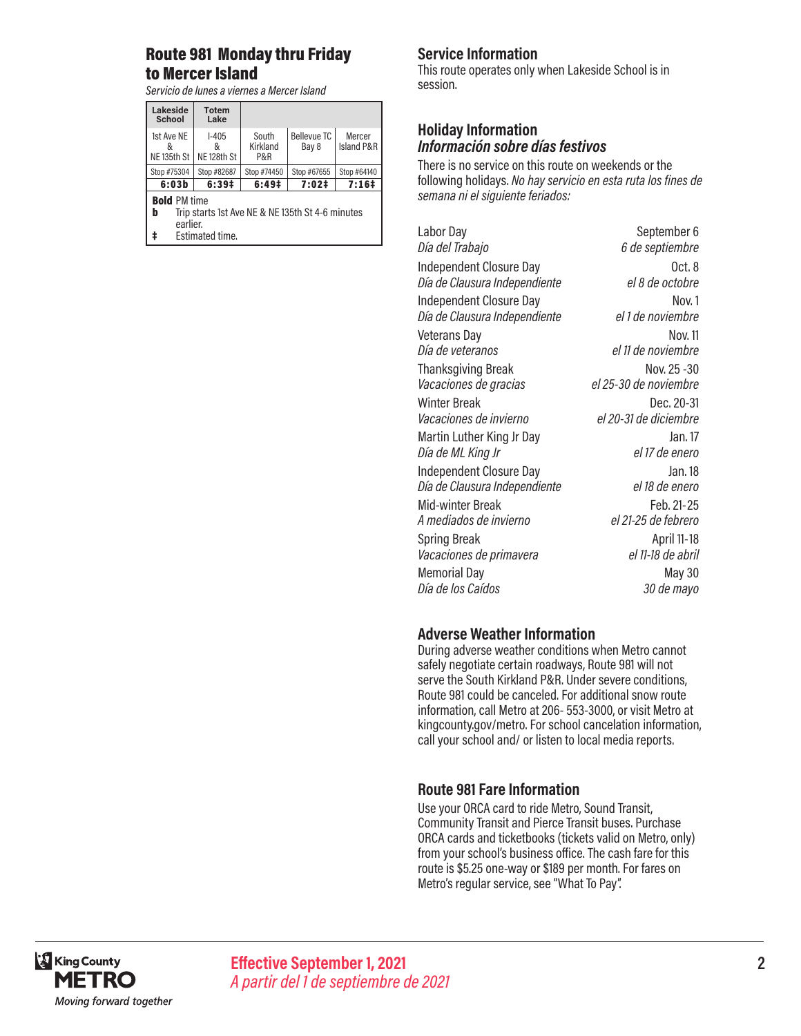## Route 981 Monday thru Friday to Mercer Island

*Servicio de lunes a viernes a Mercer Island*

| Lakeside School | Totem Lake | | | |
|---|---|---|---|---|
| 1st Ave NE & NE 135th St | I-405 & NE 128th St | South Kirkland P&R | Bellevue TC Bay 8 | Mercer Island P&R |
| Stop #75304 | Stop #82687 | Stop #74450 | Stop #67655 | Stop #64140 |
| **6:03b** | **6:39‡** | **6:49‡** | **7:02‡** | **7:16‡** |

**Bold** PM time
**b** Trip starts 1st Ave NE & NE 135th St 4-6 minutes earlier.
**‡** Estimated time.

## Service Information

This route operates only when Lakeside School is in session.

## Holiday Information
### *Información sobre días festivos*

There is no service on this route on weekends or the following holidays. *No hay servicio en esta ruta los fines de semana ni el siguiente feriados:*

| | |
|---|---|
| Labor Day<br>*Día del Trabajo* | September 6<br>*6 de septiembre* |
| Independent Closure Day<br>*Día de Clausura Independiente* | Oct. 8<br>*el 8 de octobre* |
| Independent Closure Day<br>*Día de Clausura Independiente* | Nov. 1<br>*el 1 de noviembre* |
| Veterans Day<br>*Día de veteranos* | Nov. 11<br>*el 11 de noviembre* |
| Thanksgiving Break<br>*Vacaciones de gracias* | Nov. 25 -30<br>*el 25-30 de noviembre* |
| Winter Break<br>*Vacaciones de invierno* | Dec. 20-31<br>*el 20-31 de diciembre* |
| Martin Luther King Jr Day<br>*Día de ML King Jr* | Jan. 17<br>*el 17 de enero* |
| Independent Closure Day<br>*Día de Clausura Independiente* | Jan. 18<br>*el 18 de enero* |
| Mid-winter Break<br>*A mediados de invierno* | Feb. 21-25<br>*el 21-25 de febrero* |
| Spring Break<br>*Vacaciones de primavera* | April 11-18<br>*el 11-18 de abril* |
| Memorial Day<br>*Día de los Caídos* | May 30<br>*30 de mayo* |

## Adverse Weather Information

During adverse weather conditions when Metro cannot safely negotiate certain roadways, Route 981 will not serve the South Kirkland P&R. Under severe conditions, Route 981 could be canceled. For additional snow route information, call Metro at 206- 553-3000, or visit Metro at kingcounty.gov/metro. For school cancelation information, call your school and/ or listen to local media reports.

## Route 981 Fare Information

Use your ORCA card to ride Metro, Sound Transit, Community Transit and Pierce Transit buses. Purchase ORCA cards and ticketbooks (tickets valid on Metro, only) from your school's business office. The cash fare for this route is $5.25 one-way or $189 per month. For fares on Metro's regular service, see "What To Pay".

King County METRO
*Moving forward together*

**Effective September 1, 2021**
*A partir del 1 de septiembre de 2021*